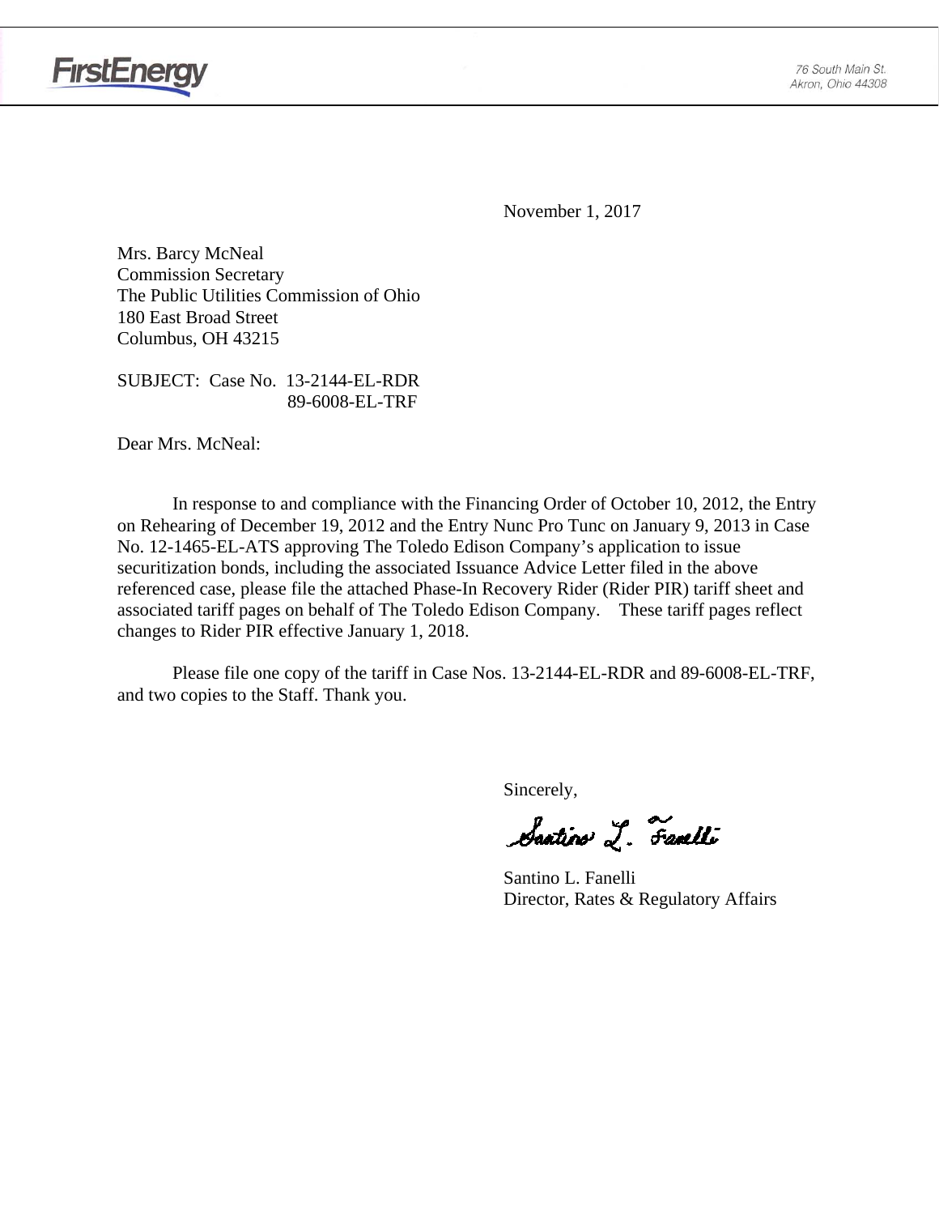FirstEnergy

76 South Main St.
Akron, Ohio 44308

November 1, 2017

Mrs. Barcy McNeal
Commission Secretary
The Public Utilities Commission of Ohio
180 East Broad Street
Columbus, OH 43215

SUBJECT: Case No. 13-2144-EL-RDR
89-6008-EL-TRF

Dear Mrs. McNeal:

In response to and compliance with the Financing Order of October 10, 2012, the Entry on Rehearing of December 19, 2012 and the Entry Nunc Pro Tunc on January 9, 2013 in Case No. 12-1465-EL-ATS approving The Toledo Edison Company's application to issue securitization bonds, including the associated Issuance Advice Letter filed in the above referenced case, please file the attached Phase-In Recovery Rider (Rider PIR) tariff sheet and associated tariff pages on behalf of The Toledo Edison Company. These tariff pages reflect changes to Rider PIR effective January 1, 2018.

Please file one copy of the tariff in Case Nos. 13-2144-EL-RDR and 89-6008-EL-TRF, and two copies to the Staff. Thank you.

Sincerely,

Santino L. Fanelli

Santino L. Fanelli
Director, Rates & Regulatory Affairs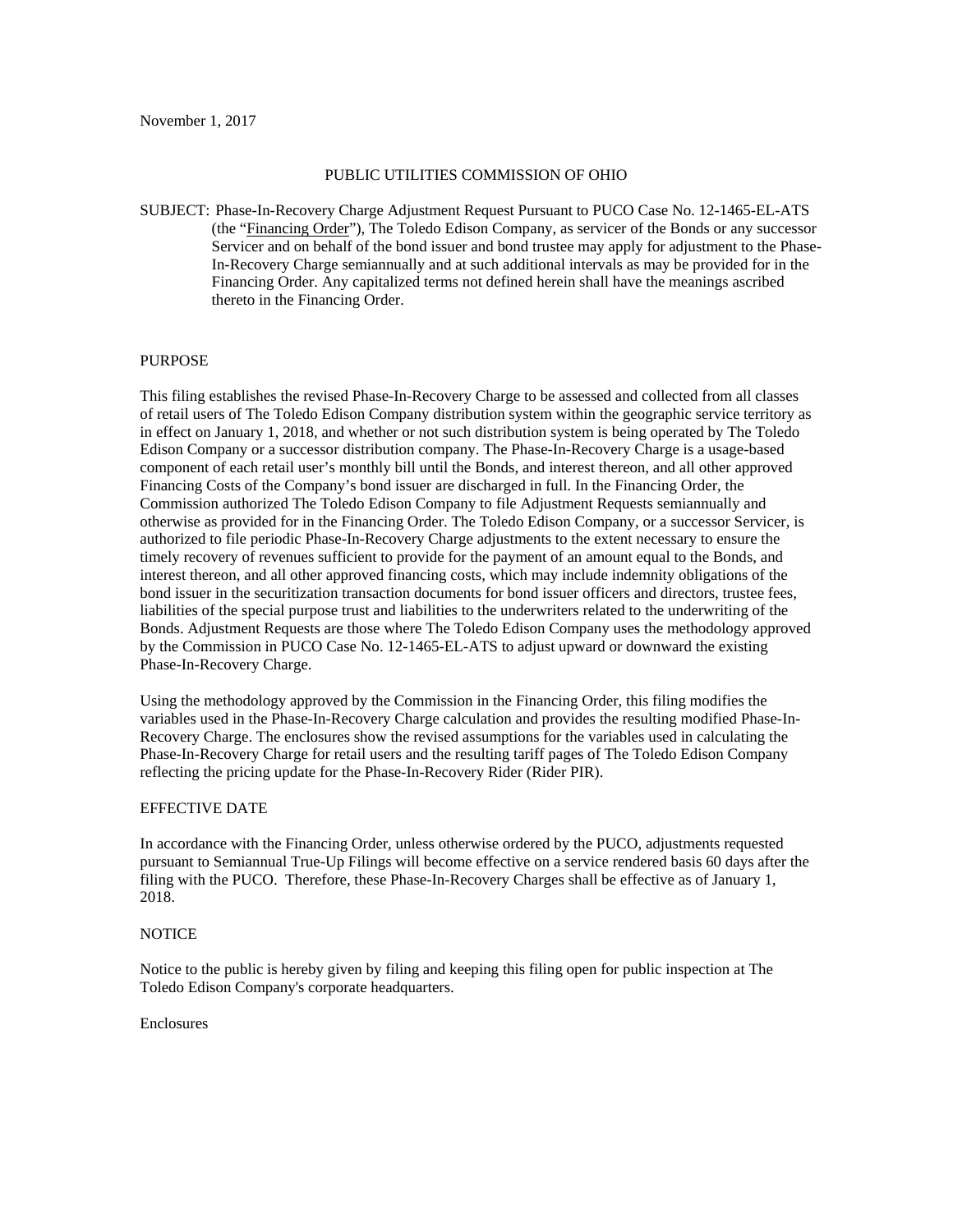November 1, 2017

PUBLIC UTILITIES COMMISSION OF OHIO

SUBJECT: Phase-In-Recovery Charge Adjustment Request Pursuant to PUCO Case No. 12-1465-EL-ATS (the "Financing Order"), The Toledo Edison Company, as servicer of the Bonds or any successor Servicer and on behalf of the bond issuer and bond trustee may apply for adjustment to the Phase-In-Recovery Charge semiannually and at such additional intervals as may be provided for in the Financing Order. Any capitalized terms not defined herein shall have the meanings ascribed thereto in the Financing Order.

PURPOSE

This filing establishes the revised Phase-In-Recovery Charge to be assessed and collected from all classes of retail users of The Toledo Edison Company distribution system within the geographic service territory as in effect on January 1, 2018, and whether or not such distribution system is being operated by The Toledo Edison Company or a successor distribution company. The Phase-In-Recovery Charge is a usage-based component of each retail user's monthly bill until the Bonds, and interest thereon, and all other approved Financing Costs of the Company's bond issuer are discharged in full. In the Financing Order, the Commission authorized The Toledo Edison Company to file Adjustment Requests semiannually and otherwise as provided for in the Financing Order. The Toledo Edison Company, or a successor Servicer, is authorized to file periodic Phase-In-Recovery Charge adjustments to the extent necessary to ensure the timely recovery of revenues sufficient to provide for the payment of an amount equal to the Bonds, and interest thereon, and all other approved financing costs, which may include indemnity obligations of the bond issuer in the securitization transaction documents for bond issuer officers and directors, trustee fees, liabilities of the special purpose trust and liabilities to the underwriters related to the underwriting of the Bonds. Adjustment Requests are those where The Toledo Edison Company uses the methodology approved by the Commission in PUCO Case No. 12-1465-EL-ATS to adjust upward or downward the existing Phase-In-Recovery Charge.

Using the methodology approved by the Commission in the Financing Order, this filing modifies the variables used in the Phase-In-Recovery Charge calculation and provides the resulting modified Phase-In-Recovery Charge. The enclosures show the revised assumptions for the variables used in calculating the Phase-In-Recovery Charge for retail users and the resulting tariff pages of The Toledo Edison Company reflecting the pricing update for the Phase-In-Recovery Rider (Rider PIR).

EFFECTIVE DATE

In accordance with the Financing Order, unless otherwise ordered by the PUCO, adjustments requested pursuant to Semiannual True-Up Filings will become effective on a service rendered basis 60 days after the filing with the PUCO. Therefore, these Phase-In-Recovery Charges shall be effective as of January 1, 2018.

NOTICE

Notice to the public is hereby given by filing and keeping this filing open for public inspection at The Toledo Edison Company's corporate headquarters.

Enclosures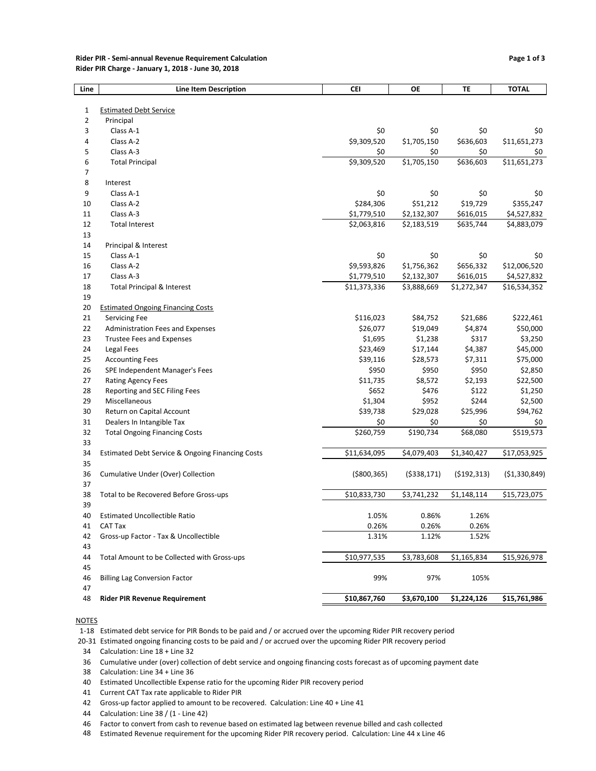**Rider PIR - Semi-annual Revenue Requirement Calculation**
**Rider PIR Charge - January 1, 2018 - June 30, 2018**

| Line | Line Item Description | CEI | OE | TE | TOTAL |
|---|---|---|---|---|---|
| 1 | Estimated Debt Service | | | | |
| 2 | Principal | | | | |
| 3 | Class A-1 | $0 | $0 | $0 | $0 |
| 4 | Class A-2 | $9,309,520 | $1,705,150 | $636,603 | $11,651,273 |
| 5 | Class A-3 | $0 | $0 | $0 | $0 |
| 6 | Total Principal | $9,309,520 | $1,705,150 | $636,603 | $11,651,273 |
| 7 | | | | | |
| 8 | Interest | | | | |
| 9 | Class A-1 | $0 | $0 | $0 | $0 |
| 10 | Class A-2 | $284,306 | $51,212 | $19,729 | $355,247 |
| 11 | Class A-3 | $1,779,510 | $2,132,307 | $616,015 | $4,527,832 |
| 12 | Total Interest | $2,063,816 | $2,183,519 | $635,744 | $4,883,079 |
| 13 | | | | | |
| 14 | Principal & Interest | | | | |
| 15 | Class A-1 | $0 | $0 | $0 | $0 |
| 16 | Class A-2 | $9,593,826 | $1,756,362 | $656,332 | $12,006,520 |
| 17 | Class A-3 | $1,779,510 | $2,132,307 | $616,015 | $4,527,832 |
| 18 | Total Principal & Interest | $11,373,336 | $3,888,669 | $1,272,347 | $16,534,352 |
| 19 | | | | | |
| 20 | Estimated Ongoing Financing Costs | | | | |
| 21 | Servicing Fee | $116,023 | $84,752 | $21,686 | $222,461 |
| 22 | Administration Fees and Expenses | $26,077 | $19,049 | $4,874 | $50,000 |
| 23 | Trustee Fees and Expenses | $1,695 | $1,238 | $317 | $3,250 |
| 24 | Legal Fees | $23,469 | $17,144 | $4,387 | $45,000 |
| 25 | Accounting Fees | $39,116 | $28,573 | $7,311 | $75,000 |
| 26 | SPE Independent Manager's Fees | $950 | $950 | $950 | $2,850 |
| 27 | Rating Agency Fees | $11,735 | $8,572 | $2,193 | $22,500 |
| 28 | Reporting and SEC Filing Fees | $652 | $476 | $122 | $1,250 |
| 29 | Miscellaneous | $1,304 | $952 | $244 | $2,500 |
| 30 | Return on Capital Account | $39,738 | $29,028 | $25,996 | $94,762 |
| 31 | Dealers In Intangible Tax | $0 | $0 | $0 | $0 |
| 32 | Total Ongoing Financing Costs | $260,759 | $190,734 | $68,080 | $519,573 |
| 33 | | | | | |
| 34 | Estimated Debt Service & Ongoing Financing Costs | $11,634,095 | $4,079,403 | $1,340,427 | $17,053,925 |
| 35 | | | | | |
| 36 | Cumulative Under (Over) Collection | ($800,365) | ($338,171) | ($192,313) | ($1,330,849) |
| 37 | | | | | |
| 38 | Total to be Recovered Before Gross-ups | $10,833,730 | $3,741,232 | $1,148,114 | $15,723,075 |
| 39 | | | | | |
| 40 | Estimated Uncollectible Ratio | 1.05% | 0.86% | 1.26% | |
| 41 | CAT Tax | 0.26% | 0.26% | 0.26% | |
| 42 | Gross-up Factor - Tax & Uncollectible | 1.31% | 1.12% | 1.52% | |
| 43 | | | | | |
| 44 | Total Amount to be Collected with Gross-ups | $10,977,535 | $3,783,608 | $1,165,834 | $15,926,978 |
| 45 | | | | | |
| 46 | Billing Lag Conversion Factor | 99% | 97% | 105% | |
| 47 | | | | | |
| 48 | **Rider PIR Revenue Requirement** | **$10,867,760** | **$3,670,100** | **$1,224,126** | **$15,761,986** |

NOTES

- 1-18 Estimated debt service for PIR Bonds to be paid and / or accrued over the upcoming Rider PIR recovery period
- 20-31 Estimated ongoing financing costs to be paid and / or accrued over the upcoming Rider PIR recovery period
- 34 Calculation: Line 18 + Line 32
- 36 Cumulative under (over) collection of debt service and ongoing financing costs forecast as of upcoming payment date
- 38 Calculation: Line 34 + Line 36
- 40 Estimated Uncollectible Expense ratio for the upcoming Rider PIR recovery period
- 41 Current CAT Tax rate applicable to Rider PIR
- 42 Gross-up factor applied to amount to be recovered. Calculation: Line 40 + Line 41
- 44 Calculation: Line 38 / (1 - Line 42)
- 46 Factor to convert from cash to revenue based on estimated lag between revenue billed and cash collected
- 48 Estimated Revenue requirement for the upcoming Rider PIR recovery period. Calculation: Line 44 x Line 46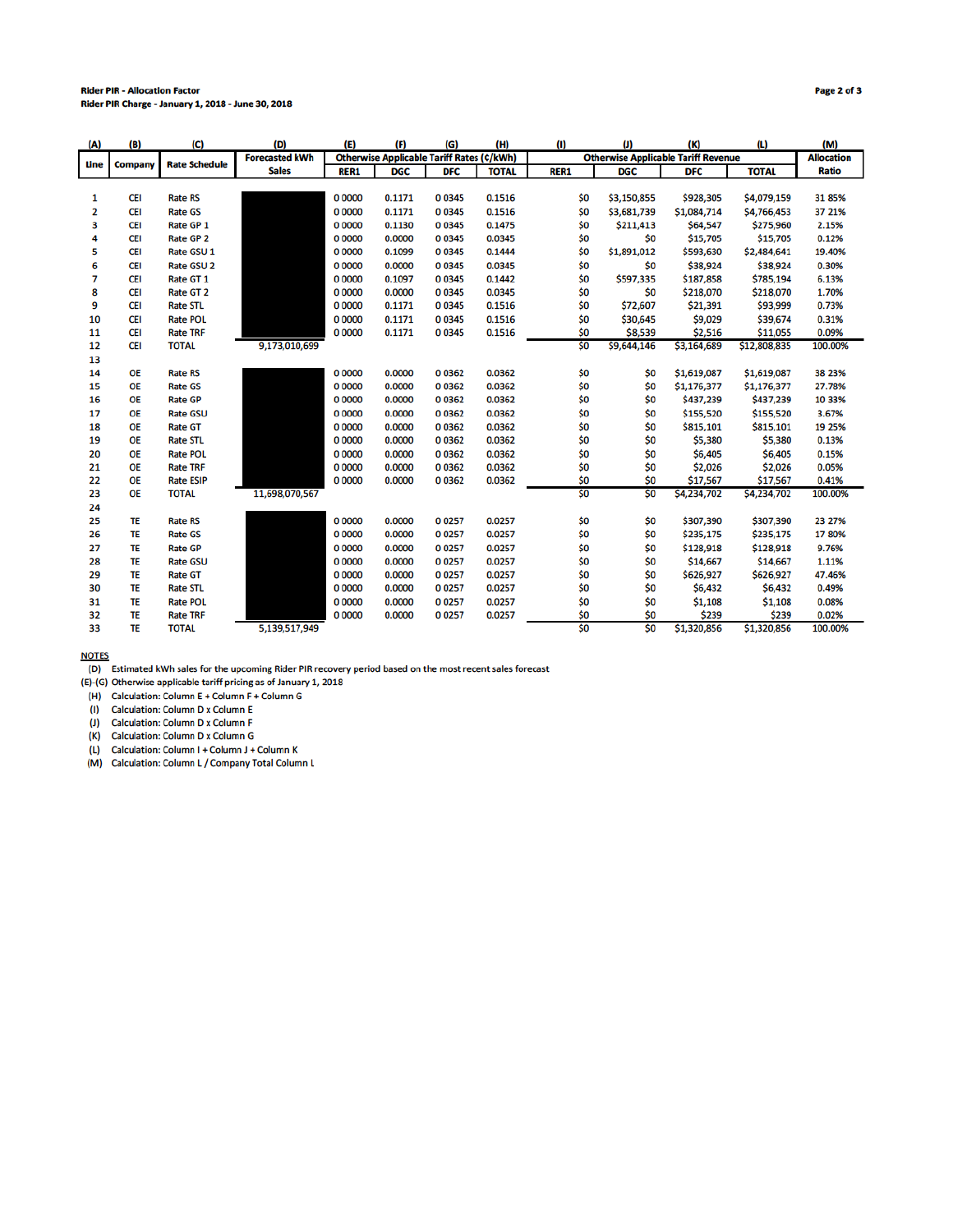**Rider PIR - Allocation Factor**
**Rider PIR Charge - January 1, 2018 - June 30, 2018**

| (A) | (B) | (C) | (D) | (E) | (F) | (G) | (H) | (I) | (J) | (K) | (L) | (M) |
|---|---|---|---|---|---|---|---|---|---|---|---|---|
| Line | Company | Rate Schedule | Forecasted kWh Sales | Otherwise Applicable Tariff Rates (¢/kWh) | | | | Otherwise Applicable Tariff Revenue | | | | Allocation Ratio |
| | | | | RER1 | DGC | DFC | TOTAL | RER1 | DGC | DFC | TOTAL | |
| 1 | CEI | Rate RS | | 0.0000 | 0.1171 | 0.0345 | 0.1516 | $0 | $3,150,855 | $928,305 | $4,079,159 | 31.85% |
| 2 | CEI | Rate GS | | 0.0000 | 0.1171 | 0.0345 | 0.1516 | $0 | $3,681,739 | $1,084,714 | $4,766,453 | 37.21% |
| 3 | CEI | Rate GP 1 | | 0.0000 | 0.1130 | 0.0345 | 0.1475 | $0 | $211,413 | $64,547 | $275,960 | 2.15% |
| 4 | CEI | Rate GP 2 | | 0.0000 | 0.0000 | 0.0345 | 0.0345 | $0 | $0 | $15,705 | $15,705 | 0.12% |
| 5 | CEI | Rate GSU 1 | | 0.0000 | 0.1099 | 0.0345 | 0.1444 | $0 | $1,891,012 | $593,630 | $2,484,641 | 19.40% |
| 6 | CEI | Rate GSU 2 | | 0.0000 | 0.0000 | 0.0345 | 0.0345 | $0 | $0 | $38,924 | $38,924 | 0.30% |
| 7 | CEI | Rate GT 1 | | 0.0000 | 0.1097 | 0.0345 | 0.1442 | $0 | $597,335 | $187,858 | $785,194 | 6.13% |
| 8 | CEI | Rate GT 2 | | 0.0000 | 0.0000 | 0.0345 | 0.0345 | $0 | $0 | $218,070 | $218,070 | 1.70% |
| 9 | CEI | Rate STL | | 0.0000 | 0.1171 | 0.0345 | 0.1516 | $0 | $72,607 | $21,391 | $93,999 | 0.73% |
| 10 | CEI | Rate POL | | 0.0000 | 0.1171 | 0.0345 | 0.1516 | $0 | $30,645 | $9,029 | $39,674 | 0.31% |
| 11 | CEI | Rate TRF | | 0.0000 | 0.1171 | 0.0345 | 0.1516 | $0 | $8,539 | $2,516 | $11,055 | 0.09% |
| 12 | CEI | TOTAL | 9,173,010,699 | | | | | $0 | $9,644,146 | $3,164,689 | $12,808,835 | 100.00% |
| 13 | | | | | | | | | | | | |
| 14 | OE | Rate RS | | 0.0000 | 0.0000 | 0.0362 | 0.0362 | $0 | $0 | $1,619,087 | $1,619,087 | 38.23% |
| 15 | OE | Rate GS | | 0.0000 | 0.0000 | 0.0362 | 0.0362 | $0 | $0 | $1,176,377 | $1,176,377 | 27.78% |
| 16 | OE | Rate GP | | 0.0000 | 0.0000 | 0.0362 | 0.0362 | $0 | $0 | $437,239 | $437,239 | 10.33% |
| 17 | OE | Rate GSU | | 0.0000 | 0.0000 | 0.0362 | 0.0362 | $0 | $0 | $155,520 | $155,520 | 3.67% |
| 18 | OE | Rate GT | | 0.0000 | 0.0000 | 0.0362 | 0.0362 | $0 | $0 | $815,101 | $815,101 | 19.25% |
| 19 | OE | Rate STL | | 0.0000 | 0.0000 | 0.0362 | 0.0362 | $0 | $0 | $5,380 | $5,380 | 0.13% |
| 20 | OE | Rate POL | | 0.0000 | 0.0000 | 0.0362 | 0.0362 | $0 | $0 | $6,405 | $6,405 | 0.15% |
| 21 | OE | Rate TRF | | 0.0000 | 0.0000 | 0.0362 | 0.0362 | $0 | $0 | $2,026 | $2,026 | 0.05% |
| 22 | OE | Rate ESIP | | 0.0000 | 0.0000 | 0.0362 | 0.0362 | $0 | $0 | $17,567 | $17,567 | 0.41% |
| 23 | OE | TOTAL | 11,698,070,567 | | | | | $0 | $0 | $4,234,702 | $4,234,702 | 100.00% |
| 24 | | | | | | | | | | | | |
| 25 | TE | Rate RS | | 0.0000 | 0.0000 | 0.0257 | 0.0257 | $0 | $0 | $307,390 | $307,390 | 23.27% |
| 26 | TE | Rate GS | | 0.0000 | 0.0000 | 0.0257 | 0.0257 | $0 | $0 | $235,175 | $235,175 | 17.80% |
| 27 | TE | Rate GP | | 0.0000 | 0.0000 | 0.0257 | 0.0257 | $0 | $0 | $128,918 | $128,918 | 9.76% |
| 28 | TE | Rate GSU | | 0.0000 | 0.0000 | 0.0257 | 0.0257 | $0 | $0 | $14,667 | $14,667 | 1.11% |
| 29 | TE | Rate GT | | 0.0000 | 0.0000 | 0.0257 | 0.0257 | $0 | $0 | $626,927 | $626,927 | 47.46% |
| 30 | TE | Rate STL | | 0.0000 | 0.0000 | 0.0257 | 0.0257 | $0 | $0 | $6,432 | $6,432 | 0.49% |
| 31 | TE | Rate POL | | 0.0000 | 0.0000 | 0.0257 | 0.0257 | $0 | $0 | $1,108 | $1,108 | 0.08% |
| 32 | TE | Rate TRF | | 0.0000 | 0.0000 | 0.0257 | 0.0257 | $0 | $0 | $239 | $239 | 0.02% |
| 33 | TE | TOTAL | 5,139,517,949 | | | | | $0 | $0 | $1,320,856 | $1,320,856 | 100.00% |

**NOTES**

(D) Estimated kWh sales for the upcoming Rider PIR recovery period based on the most recent sales forecast
(E)-(G) Otherwise applicable tariff pricing as of January 1, 2018
(H) Calculation: Column E + Column F + Column G
(I) Calculation: Column D x Column E
(J) Calculation: Column D x Column F
(K) Calculation: Column D x Column G
(L) Calculation: Column I + Column J + Column K
(M) Calculation: Column L / Company Total Column L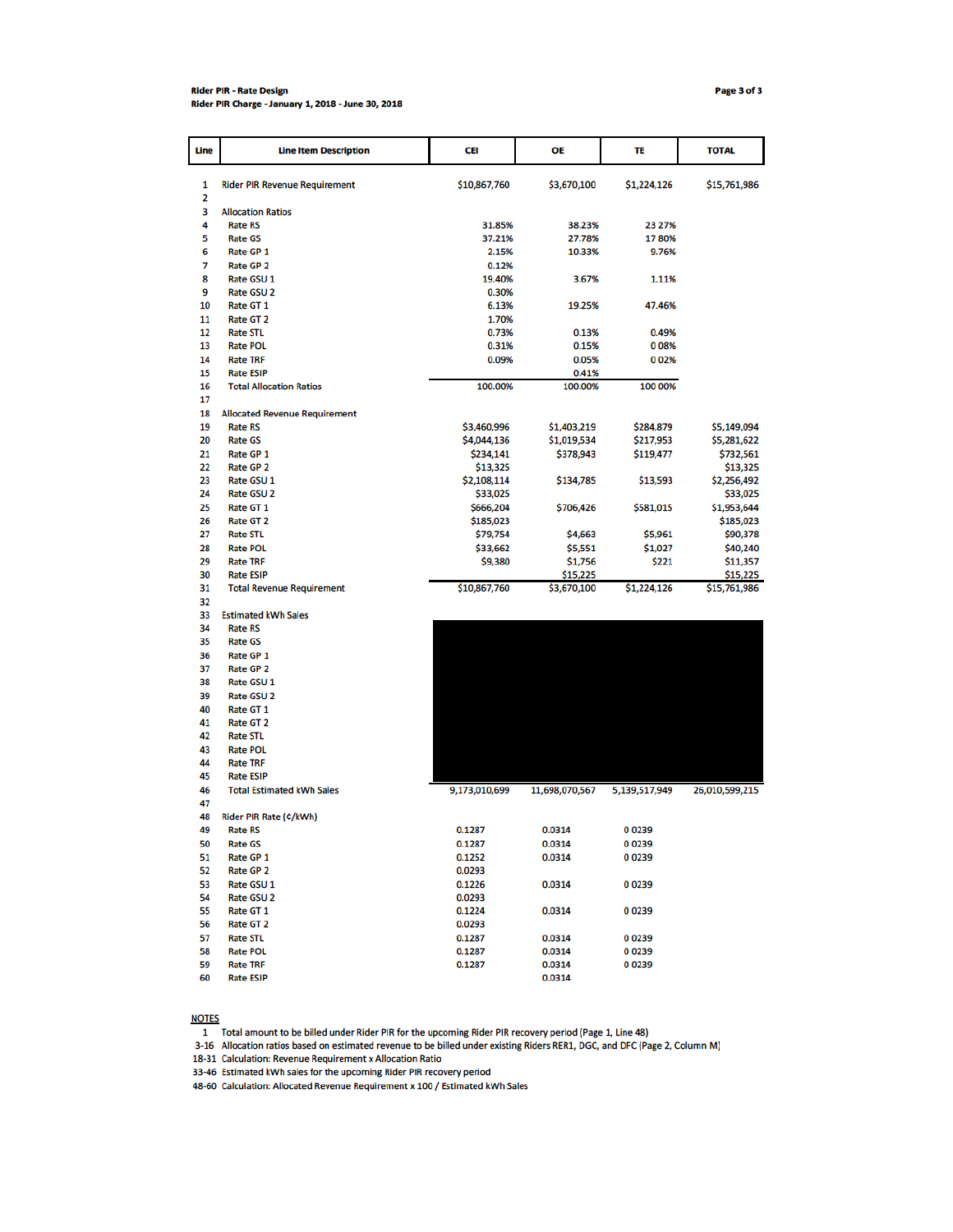**Rider PIR - Rate Design**
**Rider PIR Charge - January 1, 2018 - June 30, 2018**

| Line | Line Item Description | CEI | OE | TE | TOTAL |
|---|---|---|---|---|---|
| 1 | Rider PIR Revenue Requirement | $10,867,760 | $3,670,100 | $1,224,126 | $15,761,986 |
| 2 | | | | | |
| 3 | Allocation Ratios | | | | |
| 4 | Rate RS | 31.85% | 38.23% | 23 27% | |
| 5 | Rate GS | 37.21% | 27.78% | 17 80% | |
| 6 | Rate GP 1 | 2.15% | 10.33% | 9.76% | |
| 7 | Rate GP 2 | 0.12% | | | |
| 8 | Rate GSU 1 | 19.40% | 3.67% | 1.11% | |
| 9 | Rate GSU 2 | 0.30% | | | |
| 10 | Rate GT 1 | 6.13% | 19.25% | 47.46% | |
| 11 | Rate GT 2 | 1.70% | | | |
| 12 | Rate STL | 0.73% | 0.13% | 0.49% | |
| 13 | Rate POL | 0.31% | 0.15% | 0 08% | |
| 14 | Rate TRF | 0.09% | 0.05% | 0 02% | |
| 15 | Rate ESIP | | 0.41% | | |
| 16 | Total Allocation Ratios | 100.00% | 100.00% | 100 00% | |
| 17 | | | | | |
| 18 | Allocated Revenue Requirement | | | | |
| 19 | Rate RS | $3,460,996 | $1,403,219 | $284,879 | $5,149,094 |
| 20 | Rate GS | $4,044,136 | $1,019,534 | $217,953 | $5,281,622 |
| 21 | Rate GP 1 | $234,141 | $378,943 | $119,477 | $732,561 |
| 22 | Rate GP 2 | $13,325 | | | $13,325 |
| 23 | Rate GSU 1 | $2,108,114 | $134,785 | $13,593 | $2,256,492 |
| 24 | Rate GSU 2 | $33,025 | | | $33,025 |
| 25 | Rate GT 1 | $666,204 | $706,426 | $581,015 | $1,953,644 |
| 26 | Rate GT 2 | $185,023 | | | $185,023 |
| 27 | Rate STL | $79,754 | $4,663 | $5,961 | $90,378 |
| 28 | Rate POL | $33,662 | $5,551 | $1,027 | $40,240 |
| 29 | Rate TRF | $9,380 | $1,756 | $221 | $11,357 |
| 30 | Rate ESIP | | $15,225 | | $15,225 |
| 31 | Total Revenue Requirement | $10,867,760 | $3,670,100 | $1,224,126 | $15,761,986 |
| 32 | | | | | |
| 33 | Estimated kWh Sales | | | | |
| 34 | Rate RS | | | | |
| 35 | Rate GS | | | | |
| 36 | Rate GP 1 | | | | |
| 37 | Rate GP 2 | | | | |
| 38 | Rate GSU 1 | | | | |
| 39 | Rate GSU 2 | | | | |
| 40 | Rate GT 1 | | | | |
| 41 | Rate GT 2 | | | | |
| 42 | Rate STL | | | | |
| 43 | Rate POL | | | | |
| 44 | Rate TRF | | | | |
| 45 | Rate ESIP | | | | |
| 46 | Total Estimated kWh Sales | 9,173,010,699 | 11,698,070,567 | 5,139,517,949 | 26,010,599,215 |
| 47 | | | | | |
| 48 | Rider PIR Rate (¢/kWh) | | | | |
| 49 | Rate RS | 0.1287 | 0.0314 | 0 0239 | |
| 50 | Rate GS | 0.1287 | 0.0314 | 0 0239 | |
| 51 | Rate GP 1 | 0.1252 | 0.0314 | 0 0239 | |
| 52 | Rate GP 2 | 0.0293 | | | |
| 53 | Rate GSU 1 | 0.1226 | 0.0314 | 0 0239 | |
| 54 | Rate GSU 2 | 0.0293 | | | |
| 55 | Rate GT 1 | 0.1224 | 0.0314 | 0 0239 | |
| 56 | Rate GT 2 | 0.0293 | | | |
| 57 | Rate STL | 0.1287 | 0.0314 | 0 0239 | |
| 58 | Rate POL | 0.1287 | 0.0314 | 0 0239 | |
| 59 | Rate TRF | 0.1287 | 0.0314 | 0 0239 | |
| 60 | Rate ESIP | | 0.0314 | | |

**NOTES**

1 Total amount to be billed under Rider PIR for the upcoming Rider PIR recovery period (Page 1, Line 48)
3-16 Allocation ratios based on estimated revenue to be billed under existing Riders RER1, DGC, and DFC (Page 2, Column M)
18-31 Calculation: Revenue Requirement x Allocation Ratio
33-46 Estimated kWh sales for the upcoming Rider PIR recovery period
48-60 Calculation: Allocated Revenue Requirement x 100 / Estimated kWh Sales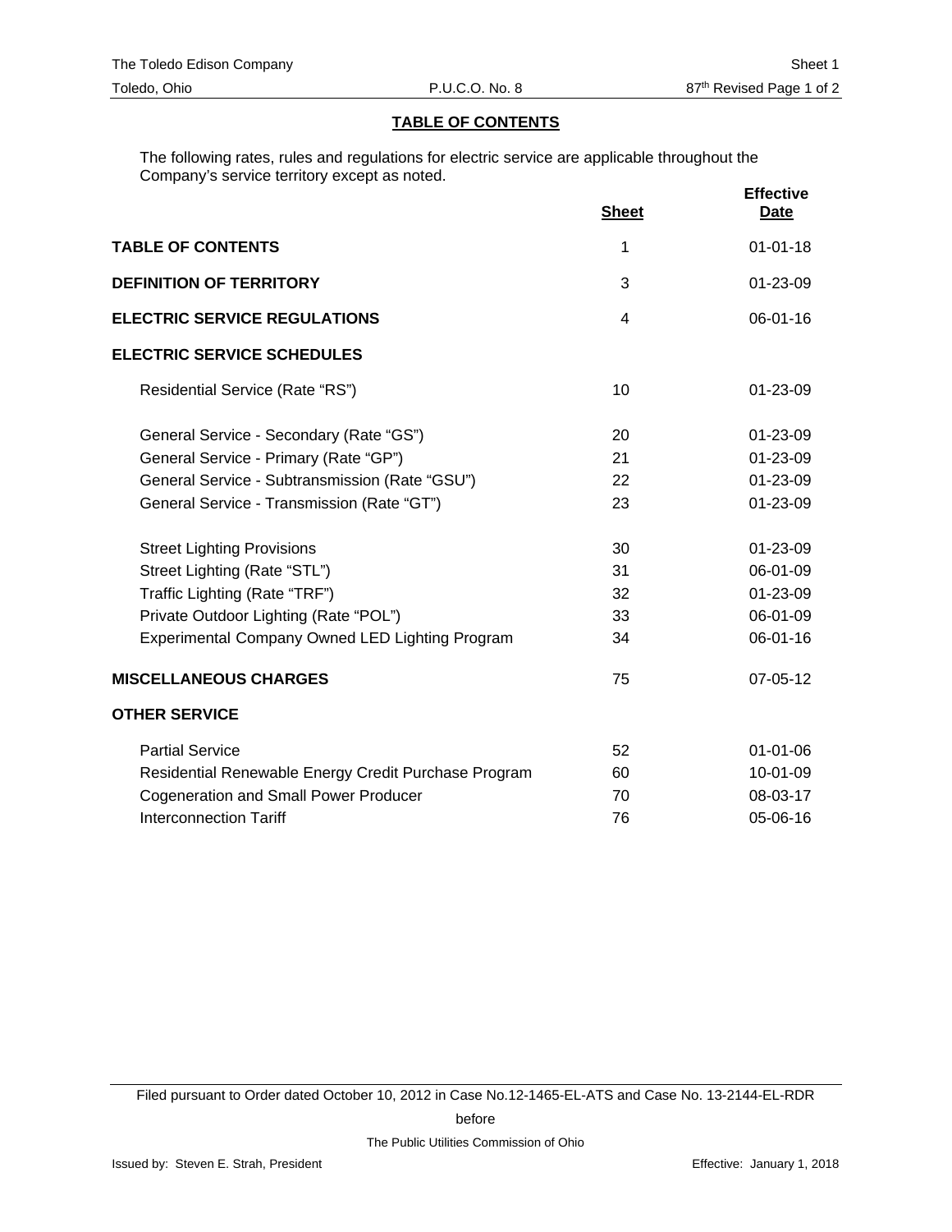## TABLE OF CONTENTS

The following rates, rules and regulations for electric service are applicable throughout the Company's service territory except as noted.

| | Sheet | Effective Date |
|---|---|---|
| **TABLE OF CONTENTS** | 1 | 01-01-18 |
| **DEFINITION OF TERRITORY** | 3 | 01-23-09 |
| **ELECTRIC SERVICE REGULATIONS** | 4 | 06-01-16 |
| **ELECTRIC SERVICE SCHEDULES** | | |
| Residential Service (Rate "RS") | 10 | 01-23-09 |
| General Service - Secondary (Rate "GS") | 20 | 01-23-09 |
| General Service - Primary (Rate "GP") | 21 | 01-23-09 |
| General Service - Subtransmission (Rate "GSU") | 22 | 01-23-09 |
| General Service - Transmission (Rate "GT") | 23 | 01-23-09 |
| Street Lighting Provisions | 30 | 01-23-09 |
| Street Lighting (Rate "STL") | 31 | 06-01-09 |
| Traffic Lighting (Rate "TRF") | 32 | 01-23-09 |
| Private Outdoor Lighting (Rate "POL") | 33 | 06-01-09 |
| Experimental Company Owned LED Lighting Program | 34 | 06-01-16 |
| **MISCELLANEOUS CHARGES** | 75 | 07-05-12 |
| **OTHER SERVICE** | | |
| Partial Service | 52 | 01-01-06 |
| Residential Renewable Energy Credit Purchase Program | 60 | 10-01-09 |
| Cogeneration and Small Power Producer | 70 | 08-03-17 |
| Interconnection Tariff | 76 | 05-06-16 |

Filed pursuant to Order dated October 10, 2012 in Case No.12-1465-EL-ATS and Case No. 13-2144-EL-RDR before The Public Utilities Commission of Ohio

Issued by: Steven E. Strah, President

Effective: January 1, 2018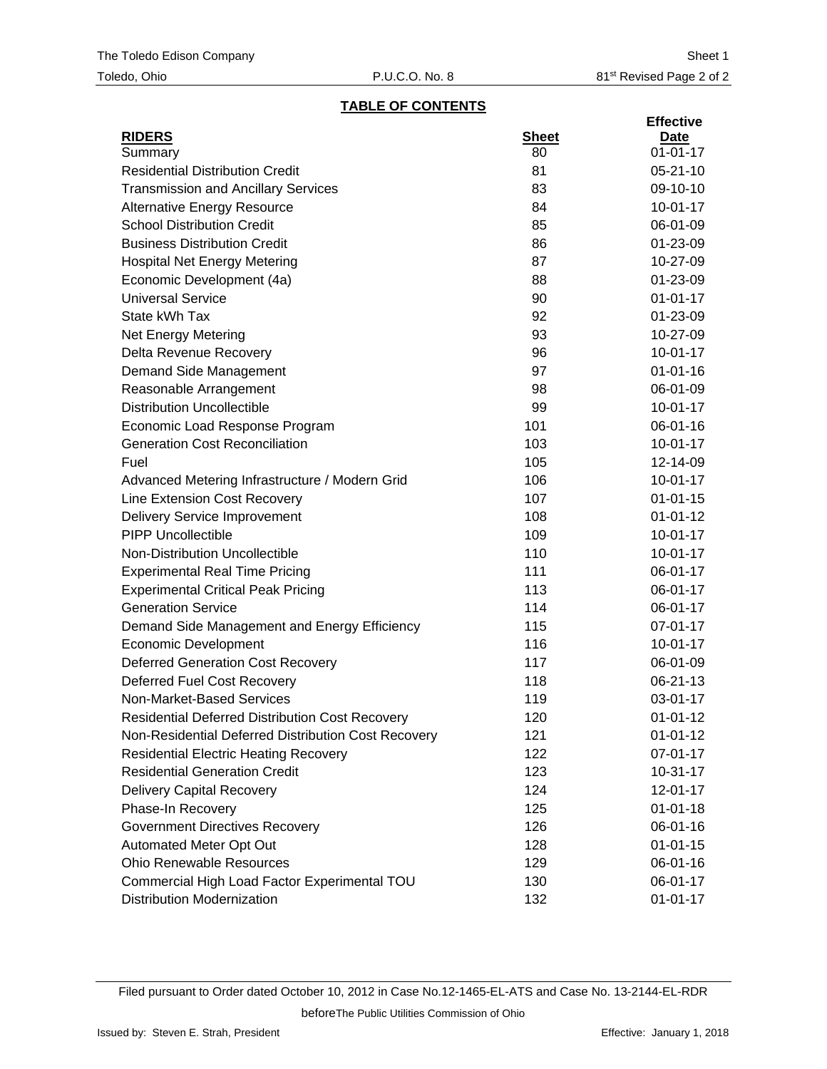The Toledo Edison Company — Sheet 1

Toledo, Ohio — P.U.C.O. No. 8 — 81st Revised Page 2 of 2

## TABLE OF CONTENTS

| RIDERS | Sheet | Effective Date |
|---|---|---|
| Summary | 80 | 01-01-17 |
| Residential Distribution Credit | 81 | 05-21-10 |
| Transmission and Ancillary Services | 83 | 09-10-10 |
| Alternative Energy Resource | 84 | 10-01-17 |
| School Distribution Credit | 85 | 06-01-09 |
| Business Distribution Credit | 86 | 01-23-09 |
| Hospital Net Energy Metering | 87 | 10-27-09 |
| Economic Development (4a) | 88 | 01-23-09 |
| Universal Service | 90 | 01-01-17 |
| State kWh Tax | 92 | 01-23-09 |
| Net Energy Metering | 93 | 10-27-09 |
| Delta Revenue Recovery | 96 | 10-01-17 |
| Demand Side Management | 97 | 01-01-16 |
| Reasonable Arrangement | 98 | 06-01-09 |
| Distribution Uncollectible | 99 | 10-01-17 |
| Economic Load Response Program | 101 | 06-01-16 |
| Generation Cost Reconciliation | 103 | 10-01-17 |
| Fuel | 105 | 12-14-09 |
| Advanced Metering Infrastructure / Modern Grid | 106 | 10-01-17 |
| Line Extension Cost Recovery | 107 | 01-01-15 |
| Delivery Service Improvement | 108 | 01-01-12 |
| PIPP Uncollectible | 109 | 10-01-17 |
| Non-Distribution Uncollectible | 110 | 10-01-17 |
| Experimental Real Time Pricing | 111 | 06-01-17 |
| Experimental Critical Peak Pricing | 113 | 06-01-17 |
| Generation Service | 114 | 06-01-17 |
| Demand Side Management and Energy Efficiency | 115 | 07-01-17 |
| Economic Development | 116 | 10-01-17 |
| Deferred Generation Cost Recovery | 117 | 06-01-09 |
| Deferred Fuel Cost Recovery | 118 | 06-21-13 |
| Non-Market-Based Services | 119 | 03-01-17 |
| Residential Deferred Distribution Cost Recovery | 120 | 01-01-12 |
| Non-Residential Deferred Distribution Cost Recovery | 121 | 01-01-12 |
| Residential Electric Heating Recovery | 122 | 07-01-17 |
| Residential Generation Credit | 123 | 10-31-17 |
| Delivery Capital Recovery | 124 | 12-01-17 |
| Phase-In Recovery | 125 | 01-01-18 |
| Government Directives Recovery | 126 | 06-01-16 |
| Automated Meter Opt Out | 128 | 01-01-15 |
| Ohio Renewable Resources | 129 | 06-01-16 |
| Commercial High Load Factor Experimental TOU | 130 | 06-01-17 |
| Distribution Modernization | 132 | 01-01-17 |

Filed pursuant to Order dated October 10, 2012 in Case No.12-1465-EL-ATS and Case No. 13-2144-EL-RDR before The Public Utilities Commission of Ohio

Issued by: Steven E. Strah, President — Effective: January 1, 2018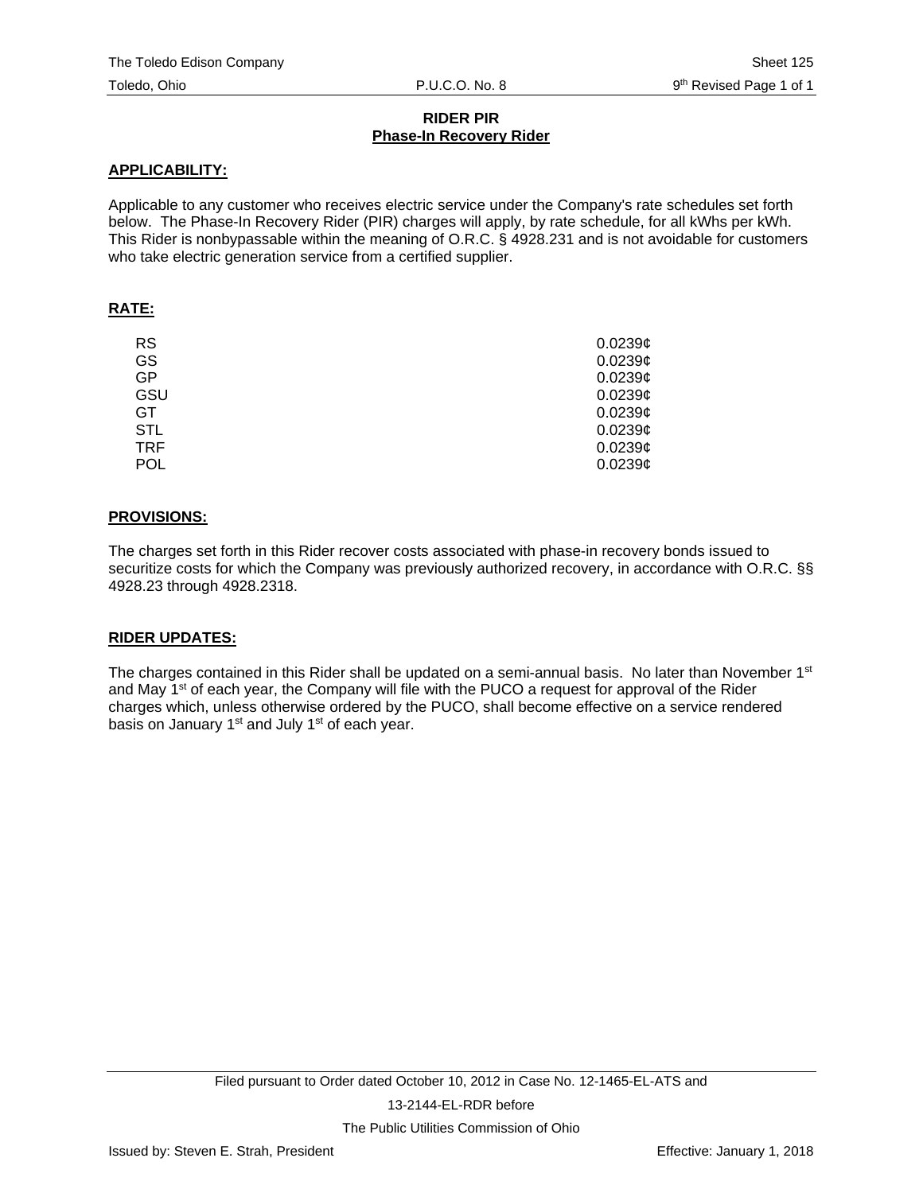# RIDER PIR

## Phase-In Recovery Rider

### APPLICABILITY:

Applicable to any customer who receives electric service under the Company's rate schedules set forth below. The Phase-In Recovery Rider (PIR) charges will apply, by rate schedule, for all kWhs per kWh. This Rider is nonbypassable within the meaning of O.R.C. § 4928.231 and is not avoidable for customers who take electric generation service from a certified supplier.

### RATE:

| | |
|---|---|
| RS | 0.0239¢ |
| GS | 0.0239¢ |
| GP | 0.0239¢ |
| GSU | 0.0239¢ |
| GT | 0.0239¢ |
| STL | 0.0239¢ |
| TRF | 0.0239¢ |
| POL | 0.0239¢ |

### PROVISIONS:

The charges set forth in this Rider recover costs associated with phase-in recovery bonds issued to securitize costs for which the Company was previously authorized recovery, in accordance with O.R.C. §§ 4928.23 through 4928.2318.

### RIDER UPDATES:

The charges contained in this Rider shall be updated on a semi-annual basis. No later than November 1st and May 1st of each year, the Company will file with the PUCO a request for approval of the Rider charges which, unless otherwise ordered by the PUCO, shall become effective on a service rendered basis on January 1st and July 1st of each year.

Filed pursuant to Order dated October 10, 2012 in Case No. 12-1465-EL-ATS and 13-2144-EL-RDR before The Public Utilities Commission of Ohio

Issued by: Steven E. Strah, President

Effective: January 1, 2018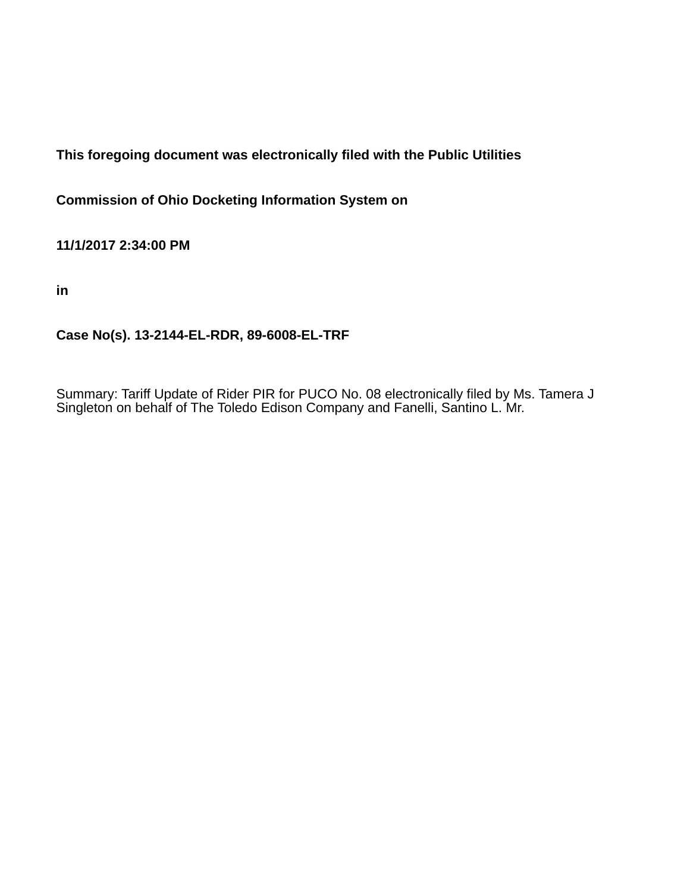**This foregoing document was electronically filed with the Public Utilities**

**Commission of Ohio Docketing Information System on**

**11/1/2017 2:34:00 PM**

**in**

**Case No(s). 13-2144-EL-RDR, 89-6008-EL-TRF**

Summary: Tariff Update of Rider PIR for PUCO No. 08 electronically filed by Ms. Tamera J Singleton on behalf of The Toledo Edison Company and Fanelli, Santino L. Mr.